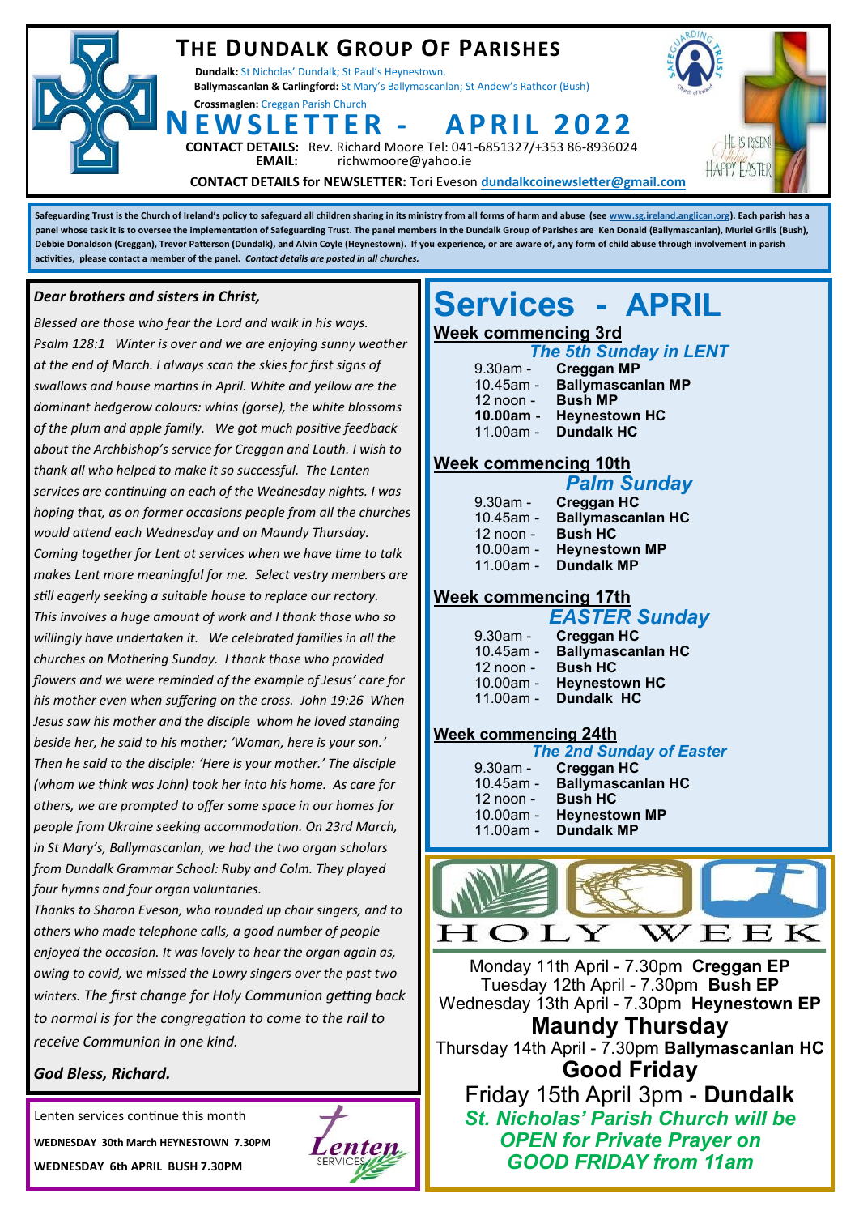# THE DUNDALK GROUP OF PARISHES

**Dundalk:** St Nicholas' Dundalk; St Paul's Heynestown.
**Ballymascanlan & Carlingford:** St Mary's Ballymascanlan; St Andew's Rathcor (Bush)
**Crossmaglen:** Creggan Parish Church

## NEWSLETTER - APRIL 2022

**CONTACT DETAILS:** Rev. Richard Moore Tel: 041-6851327/+353 86-8936024
**EMAIL:** richwmoore@yahoo.ie

**CONTACT DETAILS for NEWSLETTER:** Tori Eveson **dundalkcoinewsletter@gmail.com**

HE IS RISEN! Alleluia! HAPPY EASTER

**Safeguarding Trust is the Church of Ireland's policy to safeguard all children sharing in its ministry from all forms of harm and abuse (see www.sg.ireland.anglican.org). Each parish has a panel whose task it is to oversee the implementation of Safeguarding Trust. The panel members in the Dundalk Group of Parishes are Ken Donald (Ballymascanlan), Muriel Grills (Bush), Debbie Donaldson (Creggan), Trevor Patterson (Dundalk), and Alvin Coyle (Heynestown). If you experience, or are aware of, any form of child abuse through involvement in parish activities, please contact a member of the panel.** ***Contact details are posted in all churches.***

***Dear brothers and sisters in Christ,***

*Blessed are those who fear the Lord and walk in his ways. Psalm 128:1 Winter is over and we are enjoying sunny weather at the end of March. I always scan the skies for first signs of swallows and house martins in April. White and yellow are the dominant hedgerow colours: whins (gorse), the white blossoms of the plum and apple family. We got much positive feedback about the Archbishop's service for Creggan and Louth. I wish to thank all who helped to make it so successful. The Lenten services are continuing on each of the Wednesday nights. I was hoping that, as on former occasions people from all the churches would attend each Wednesday and on Maundy Thursday. Coming together for Lent at services when we have time to talk makes Lent more meaningful for me. Select vestry members are still eagerly seeking a suitable house to replace our rectory. This involves a huge amount of work and I thank those who so willingly have undertaken it. We celebrated families in all the churches on Mothering Sunday. I thank those who provided flowers and we were reminded of the example of Jesus' care for his mother even when suffering on the cross. John 19:26 When Jesus saw his mother and the disciple whom he loved standing beside her, he said to his mother; 'Woman, here is your son.' Then he said to the disciple: 'Here is your mother.' The disciple (whom we think was John) took her into his home. As care for others, we are prompted to offer some space in our homes for people from Ukraine seeking accommodation. On 23rd March, in St Mary's, Ballymascanlan, we had the two organ scholars from Dundalk Grammar School: Ruby and Colm. They played four hymns and four organ voluntaries.*

*Thanks to Sharon Eveson, who rounded up choir singers, and to others who made telephone calls, a good number of people enjoyed the occasion. It was lovely to hear the organ again as, owing to covid, we missed the Lowry singers over the past two winters. The first change for Holy Communion getting back to normal is for the congregation to come to the rail to receive Communion in one kind.*

***God Bless, Richard.***

Lenten services continue this month

**WEDNESDAY 30th March HEYNESTOWN 7.30PM**

**WEDNESDAY 6th APRIL BUSH 7.30PM**

# Services - APRIL

### Week commencing 3rd
***The 5th Sunday in LENT***

9.30am - **Creggan MP**
10.45am - **Ballymascanlan MP**
12 noon - **Bush MP**
**10.00am - Heynestown HC**
11.00am - **Dundalk HC**

### Week commencing 10th
***Palm Sunday***

9.30am - **Creggan HC**
10.45am - **Ballymascanlan HC**
12 noon - **Bush HC**
10.00am - **Heynestown MP**
11.00am - **Dundalk MP**

### Week commencing 17th
***EASTER Sunday***

9.30am - **Creggan HC**
10.45am - **Ballymascanlan HC**
12 noon - **Bush HC**
10.00am - **Heynestown HC**
11.00am - **Dundalk HC**

### Week commencing 24th
***The 2nd Sunday of Easter***

9.30am - **Creggan HC**
10.45am - **Ballymascanlan HC**
12 noon - **Bush HC**
10.00am - **Heynestown MP**
11.00am - **Dundalk MP**

## HOLY WEEK

Monday 11th April - 7.30pm **Creggan EP**
Tuesday 12th April - 7.30pm **Bush EP**
Wednesday 13th April - 7.30pm **Heynestown EP**

**Maundy Thursday**
Thursday 14th April - 7.30pm **Ballymascanlan HC**

**Good Friday**
Friday 15th April 3pm - **Dundalk**

***St. Nicholas' Parish Church will be OPEN for Private Prayer on GOOD FRIDAY from 11am***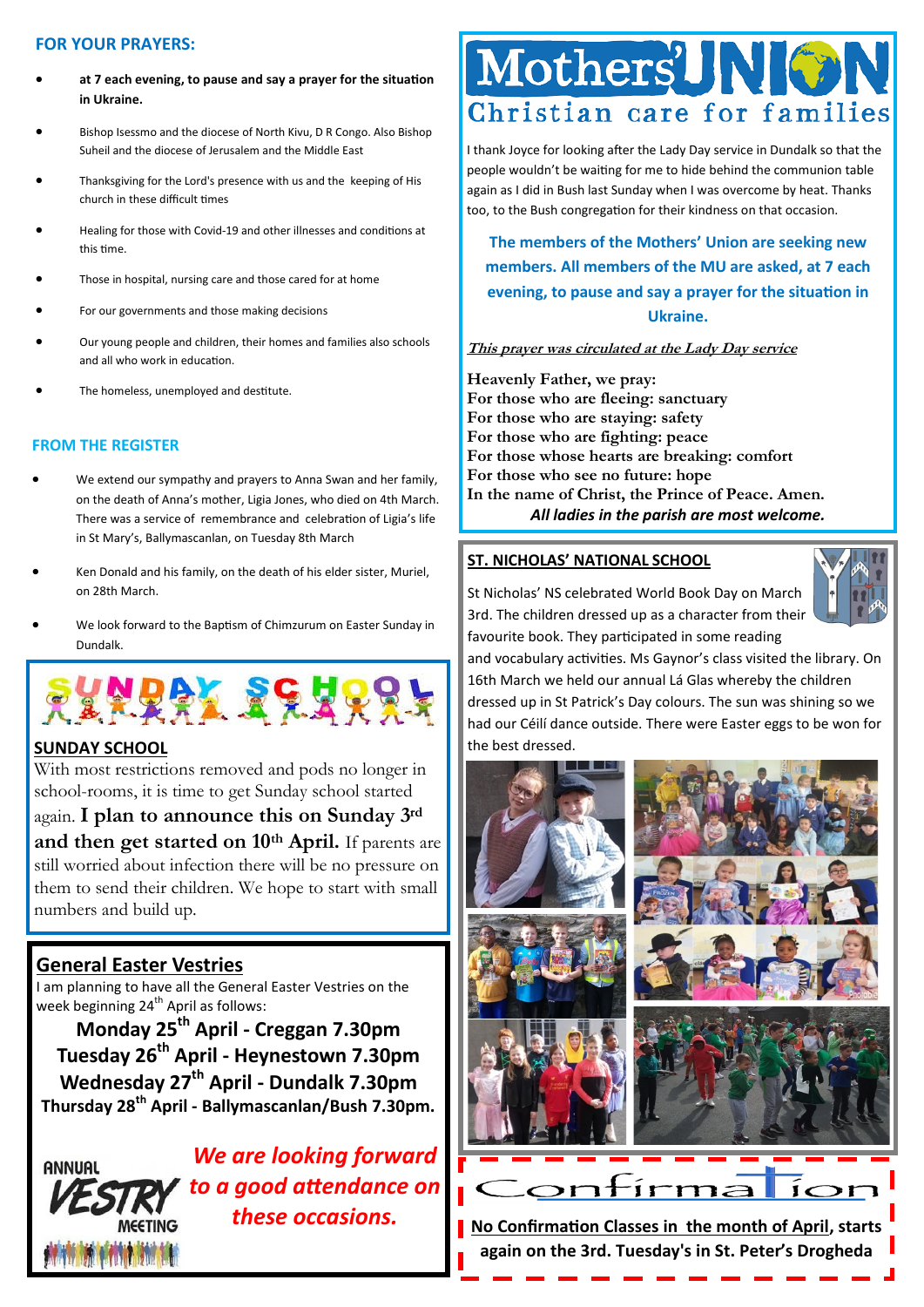## FOR YOUR PRAYERS:

- **at 7 each evening, to pause and say a prayer for the situation in Ukraine.**
- Bishop Isessmo and the diocese of North Kivu, D R Congo. Also Bishop Suheil and the diocese of Jerusalem and the Middle East
- Thanksgiving for the Lord's presence with us and the keeping of His church in these difficult times
- Healing for those with Covid-19 and other illnesses and conditions at this time.
- Those in hospital, nursing care and those cared for at home
- For our governments and those making decisions
- Our young people and children, their homes and families also schools and all who work in education.
- The homeless, unemployed and destitute.

## FROM THE REGISTER

- We extend our sympathy and prayers to Anna Swan and her family, on the death of Anna's mother, Ligia Jones, who died on 4th March. There was a service of remembrance and celebration of Ligia's life in St Mary's, Ballymascanlan, on Tuesday 8th March
- Ken Donald and his family, on the death of his elder sister, Muriel, on 28th March.
- We look forward to the Baptism of Chimzurum on Easter Sunday in Dundalk.

## SUNDAY SCHOOL

With most restrictions removed and pods no longer in school-rooms, it is time to get Sunday school started again. **I plan to announce this on Sunday 3rd and then get started on 10th April.** If parents are still worried about infection there will be no pressure on them to send their children. We hope to start with small numbers and build up.

## General Easter Vestries

I am planning to have all the General Easter Vestries on the week beginning 24th April as follows:

**Monday 25th April - Creggan 7.30pm**
**Tuesday 26th April - Heynestown 7.30pm**
**Wednesday 27th April - Dundalk 7.30pm**
**Thursday 28th April - Ballymascanlan/Bush 7.30pm.**

ANNUAL VESTRY MEETING

***We are looking forward to a good attendance on these occasions.***

## Mothers' UNION
Christian care for families

I thank Joyce for looking after the Lady Day service in Dundalk so that the people wouldn't be waiting for me to hide behind the communion table again as I did in Bush last Sunday when I was overcome by heat. Thanks too, to the Bush congregation for their kindness on that occasion.

**The members of the Mothers' Union are seeking new members. All members of the MU are asked, at 7 each evening, to pause and say a prayer for the situation in Ukraine.**

***This prayer was circulated at the Lady Day service***

**Heavenly Father, we pray:**
**For those who are fleeing: sanctuary**
**For those who are staying: safety**
**For those who are fighting: peace**
**For those whose hearts are breaking: comfort**
**For those who see no future: hope**
**In the name of Christ, the Prince of Peace. Amen.**

***All ladies in the parish are most welcome.***

## ST. NICHOLAS' NATIONAL SCHOOL

St Nicholas' NS celebrated World Book Day on March 3rd. The children dressed up as a character from their favourite book. They participated in some reading and vocabulary activities. Ms Gaynor's class visited the library. On 16th March we held our annual Lá Glas whereby the children dressed up in St Patrick's Day colours. The sun was shining so we had our Céilí dance outside. There were Easter eggs to be won for the best dressed.

## Confirmation

**No Confirmation Classes in the month of April, starts again on the 3rd. Tuesday's in St. Peter's Drogheda**